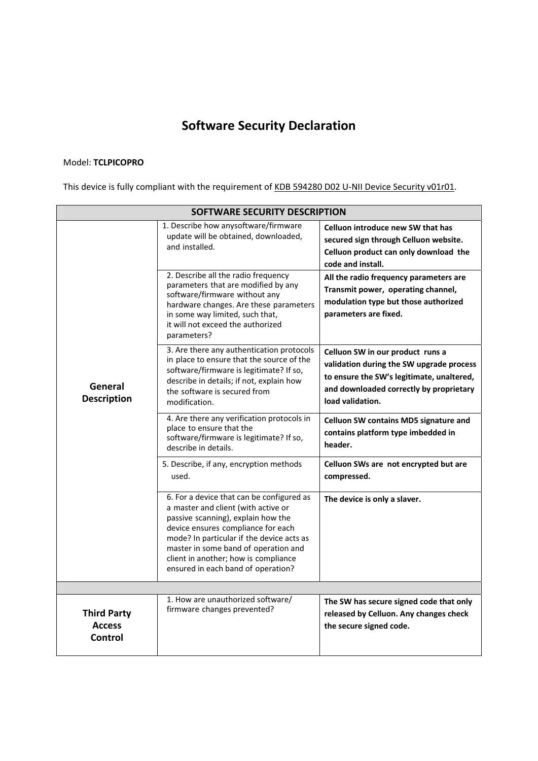# Software Security Declaration

Model: **TCLPICOPRO**

This device is fully compliant with the requirement of KDB 594280 D02 U-NII Device Security v01r01.

| SOFTWARE SECURITY DESCRIPTION | | |
|---|---|---|
| **General Description** | 1. Describe how anysoftware/firmware update will be obtained, downloaded, and installed. | **Celluon introduce new SW that has secured sign through Celluon website. Celluon product can only download the code and install.** |
| | 2. Describe all the radio frequency parameters that are modified by any software/firmware without any hardware changes. Are these parameters in some way limited, such that, it will not exceed the authorized parameters? | **All the radio frequency parameters are Transmit power, operating channel, modulation type but those authorized parameters are fixed.** |
| | 3. Are there any authentication protocols in place to ensure that the source of the software/firmware is legitimate? If so, describe in details; if not, explain how the software is secured from modification. | **Celluon SW in our product runs a validation during the SW upgrade process to ensure the SW's legitimate, unaltered, and downloaded correctly by proprietary load validation.** |
| | 4. Are there any verification protocols in place to ensure that the software/firmware is legitimate? If so, describe in details. | **Celluon SW contains MD5 signature and contains platform type imbedded in header.** |
| | 5. Describe, if any, encryption methods used. | **Celluon SWs are not encrypted but are compressed.** |
| | 6. For a device that can be configured as a master and client (with active or passive scanning), explain how the device ensures compliance for each mode? In particular if the device acts as master in some band of operation and client in another; how is compliance ensured in each band of operation? | **The device is only a slaver.** |
| | | |
| **Third Party Access Control** | 1. How are unauthorized software/ firmware changes prevented? | **The SW has secure signed code that only released by Celluon. Any changes check the secure signed code.** |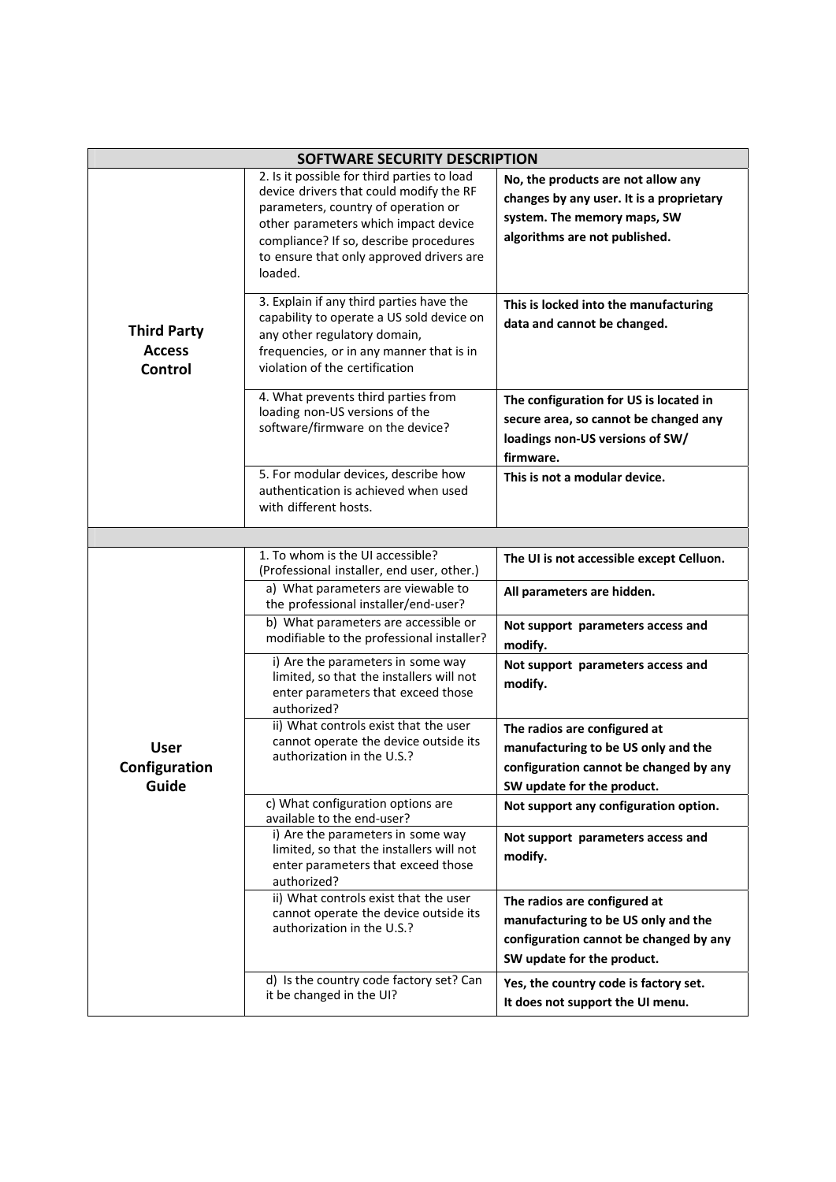| SOFTWARE SECURITY DESCRIPTION | | |
|---|---|---|
| **Third Party Access Control** | 2. Is it possible for third parties to load device drivers that could modify the RF parameters, country of operation or other parameters which impact device compliance? If so, describe procedures to ensure that only approved drivers are loaded. | **No, the products are not allow any changes by any user. It is a proprietary system. The memory maps, SW algorithms are not published.** |
| | 3. Explain if any third parties have the capability to operate a US sold device on any other regulatory domain, frequencies, or in any manner that is in violation of the certification | **This is locked into the manufacturing data and cannot be changed.** |
| | 4. What prevents third parties from loading non-US versions of the software/firmware on the device? | **The configuration for US is located in secure area, so cannot be changed any loadings non-US versions of SW/ firmware.** |
| | 5. For modular devices, describe how authentication is achieved when used with different hosts. | **This is not a modular device.** |
| | | |
| **User Configuration Guide** | 1. To whom is the UI accessible? (Professional installer, end user, other.) | **The UI is not accessible except Celluon.** |
| | a) What parameters are viewable to the professional installer/end-user? | **All parameters are hidden.** |
| | b) What parameters are accessible or modifiable to the professional installer? | **Not support parameters access and modify.** |
| | i) Are the parameters in some way limited, so that the installers will not enter parameters that exceed those authorized? | **Not support parameters access and modify.** |
| | ii) What controls exist that the user cannot operate the device outside its authorization in the U.S.? | **The radios are configured at manufacturing to be US only and the configuration cannot be changed by any SW update for the product.** |
| | c) What configuration options are available to the end-user? | **Not support any configuration option.** |
| | i) Are the parameters in some way limited, so that the installers will not enter parameters that exceed those authorized? | **Not support parameters access and modify.** |
| | ii) What controls exist that the user cannot operate the device outside its authorization in the U.S.? | **The radios are configured at manufacturing to be US only and the configuration cannot be changed by any SW update for the product.** |
| | d) Is the country code factory set? Can it be changed in the UI? | **Yes, the country code is factory set. It does not support the UI menu.** |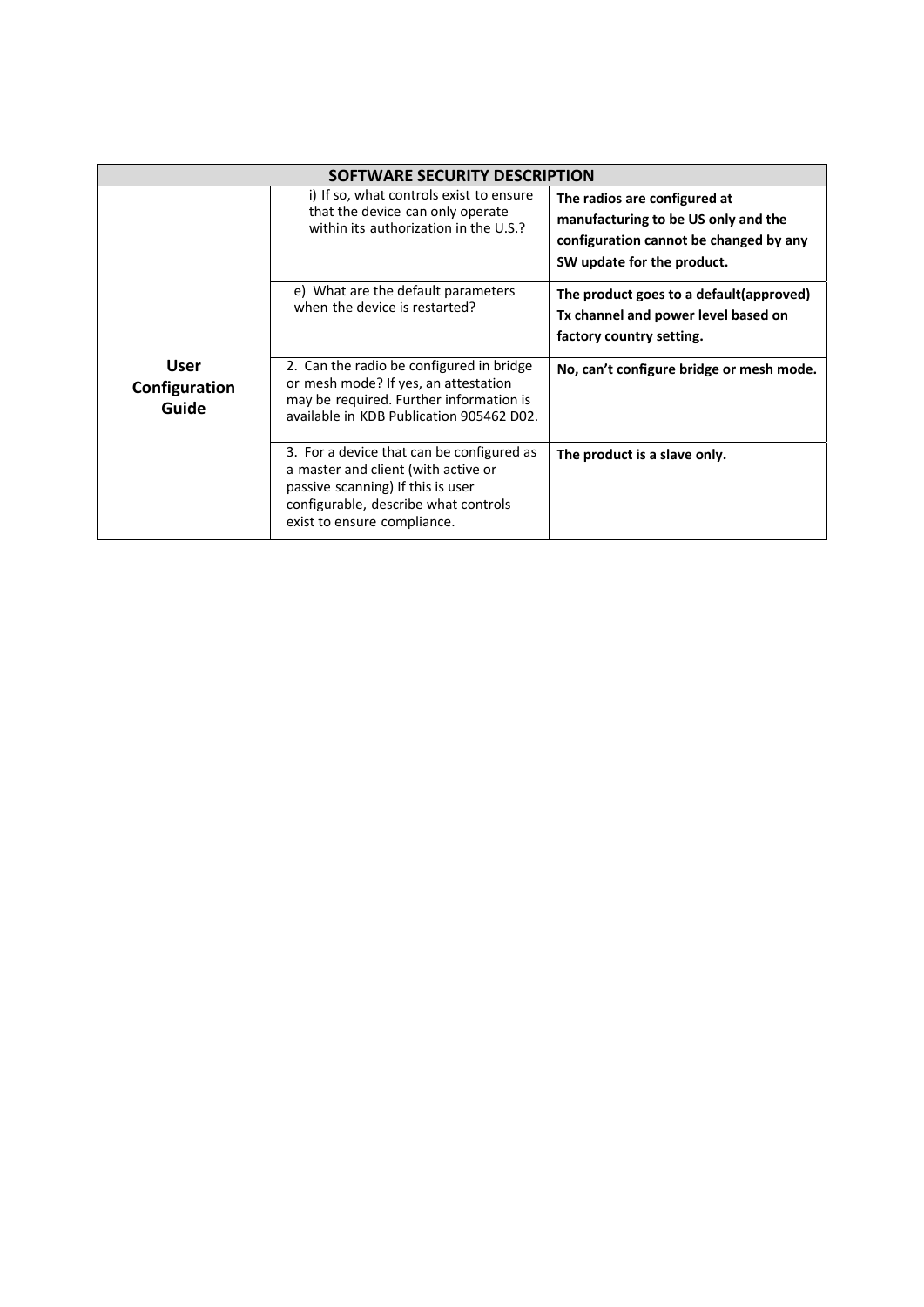| SOFTWARE SECURITY DESCRIPTION | | |
|---|---|---|
| **User Configuration Guide** | i) If so, what controls exist to ensure that the device can only operate within its authorization in the U.S.? | **The radios are configured at manufacturing to be US only and the configuration cannot be changed by any SW update for the product.** |
| | e) What are the default parameters when the device is restarted? | **The product goes to a default(approved) Tx channel and power level based on factory country setting.** |
| | 2. Can the radio be configured in bridge or mesh mode? If yes, an attestation may be required. Further information is available in KDB Publication 905462 D02. | **No, can't configure bridge or mesh mode.** |
| | 3. For a device that can be configured as a master and client (with active or passive scanning) If this is user configurable, describe what controls exist to ensure compliance. | **The product is a slave only.** |